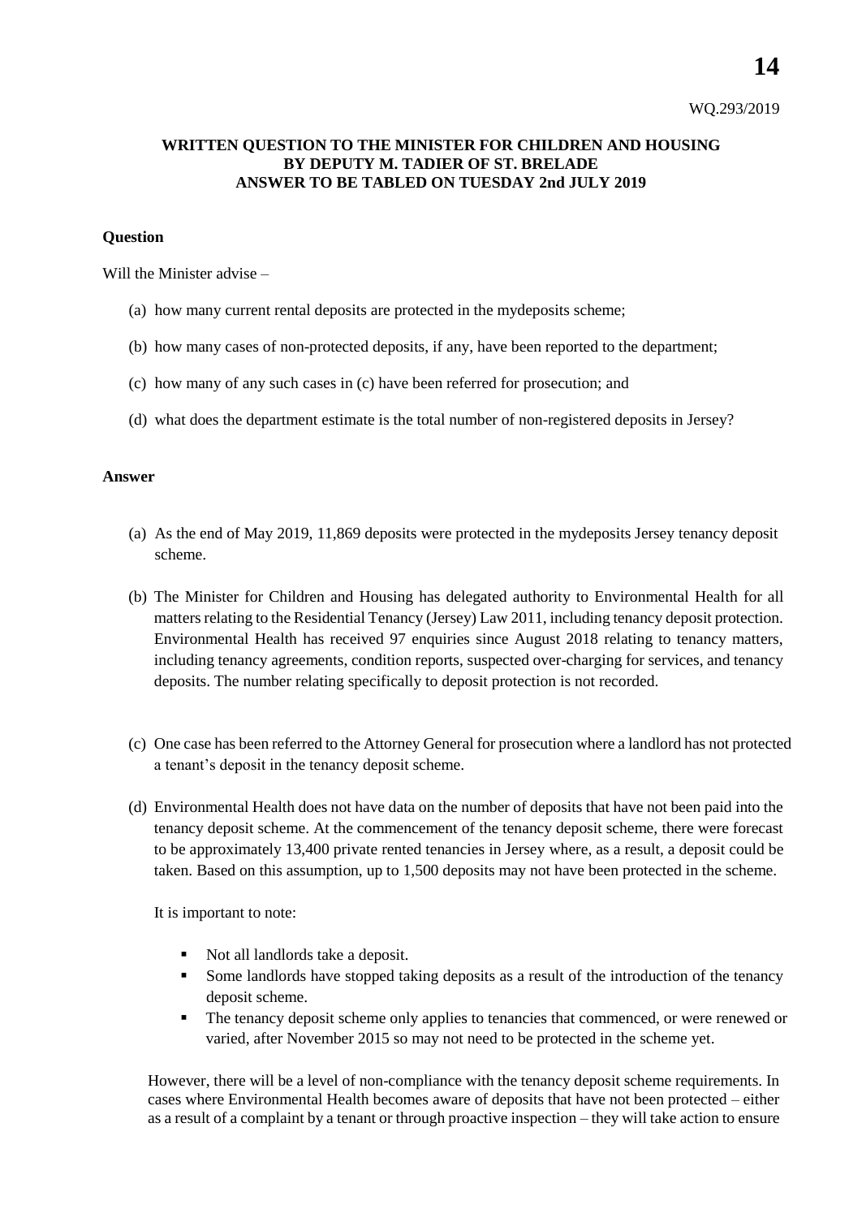WQ.293/2019

**WRITTEN QUESTION TO THE MINISTER FOR CHILDREN AND HOUSING BY DEPUTY M. TADIER OF ST. BRELADE ANSWER TO BE TABLED ON TUESDAY 2nd JULY 2019**

**Question**

Will the Minister advise –

(a) how many current rental deposits are protected in the mydeposits scheme;

(b) how many cases of non-protected deposits, if any, have been reported to the department;

(c) how many of any such cases in (c) have been referred for prosecution; and

(d) what does the department estimate is the total number of non-registered deposits in Jersey?

**Answer**

(a) As the end of May 2019, 11,869 deposits were protected in the mydeposits Jersey tenancy deposit scheme.

(b) The Minister for Children and Housing has delegated authority to Environmental Health for all matters relating to the Residential Tenancy (Jersey) Law 2011, including tenancy deposit protection. Environmental Health has received 97 enquiries since August 2018 relating to tenancy matters, including tenancy agreements, condition reports, suspected over-charging for services, and tenancy deposits. The number relating specifically to deposit protection is not recorded.

(c) One case has been referred to the Attorney General for prosecution where a landlord has not protected a tenant's deposit in the tenancy deposit scheme.

(d) Environmental Health does not have data on the number of deposits that have not been paid into the tenancy deposit scheme. At the commencement of the tenancy deposit scheme, there were forecast to be approximately 13,400 private rented tenancies in Jersey where, as a result, a deposit could be taken. Based on this assumption, up to 1,500 deposits may not have been protected in the scheme.

It is important to note:

- Not all landlords take a deposit.
- Some landlords have stopped taking deposits as a result of the introduction of the tenancy deposit scheme.
- The tenancy deposit scheme only applies to tenancies that commenced, or were renewed or varied, after November 2015 so may not need to be protected in the scheme yet.

However, there will be a level of non-compliance with the tenancy deposit scheme requirements. In cases where Environmental Health becomes aware of deposits that have not been protected – either as a result of a complaint by a tenant or through proactive inspection – they will take action to ensure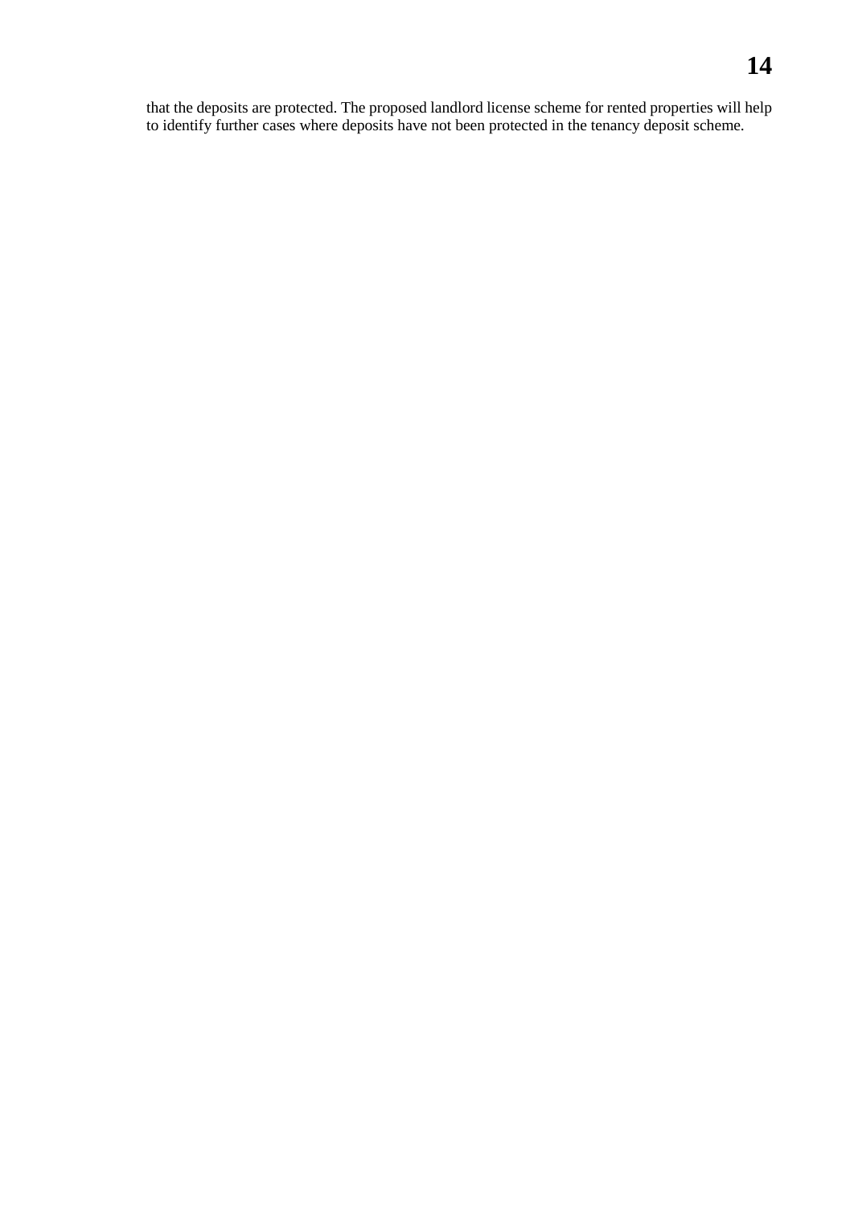that the deposits are protected. The proposed landlord license scheme for rented properties will help to identify further cases where deposits have not been protected in the tenancy deposit scheme.